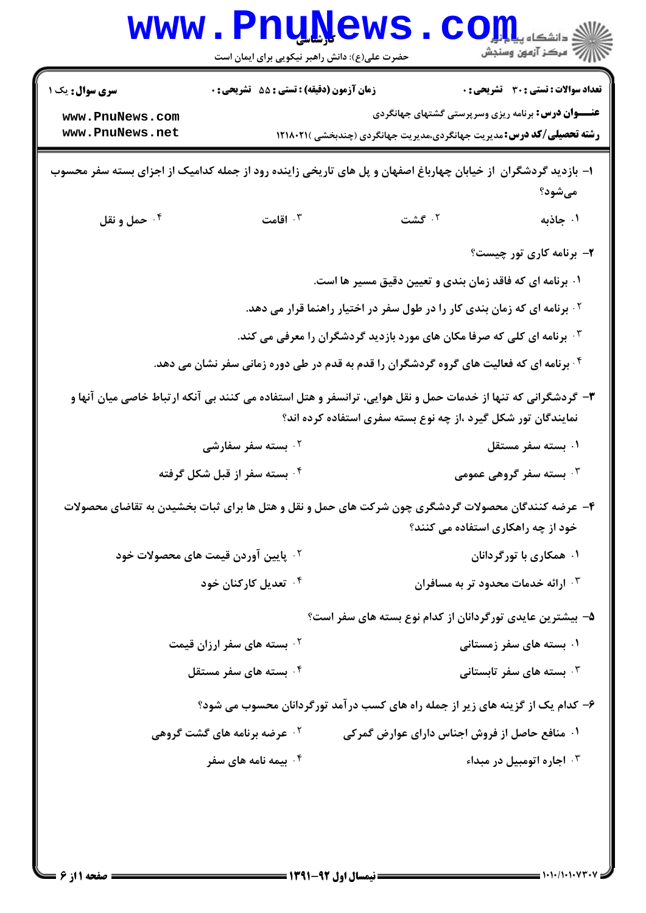**سری سوال:** یک ۱

**زمان آزمون (دقیقه) : تستی : ۵۵ تشریحی : ۰**

**تعداد سوالات : تستی : ۳۰ تشریحی : ۰**

**عنـــوان درس:** برنامه ریزی وسرپرستی گشتهای جهانگردی

**رشته تحصیلی/کد درس:** مدیریت جهانگردی،مدیریت جهانگردی (چندبخشی )۱۲۱۸۰۲۱

۱- بازدید گردشگران از خیابان چهارباغ اصفهان و پل های تاریخی زاینده رود از جمله کدامیک از اجزای بسته سفر محسوب می‌شود؟

۱. جاذبه
۲. گشت
۳. اقامت
۴. حمل و نقل

۲- برنامه کاری تور چیست؟

۱. برنامه ای که فاقد زمان بندی و تعیین دقیق مسیر ها است.
۲. برنامه ای که زمان بندی کار را در طول سفر در اختیار راهنما قرار می دهد.
۳. برنامه ای کلی که صرفا مکان های مورد بازدید گردشگران را معرفی می کند.
۴. برنامه ای که فعالیت های گروه گردشگران را قدم به قدم در طی دوره زمانی سفر نشان می دهد.

۳- گردشگرانی که تنها از خدمات حمل و نقل هوایی، ترانسفر و هتل استفاده می کنند بی آنکه ارتباط خاصی میان آنها و نمایندگان تور شکل گیرد ،از چه نوع بسته سفری استفاده کرده اند؟

۱. بسته سفر مستقل
۲. بسته سفر سفارشی
۳. بسته سفر گروهی عمومی
۴. بسته سفر از قبل شکل گرفته

۴- عرضه کنندگان محصولات گردشگری چون شرکت های حمل و نقل و هتل ها برای ثبات بخشیدن به تقاضای محصولات خود از چه راهکاری استفاده می کنند؟

۱. همکاری با تورگردانان
۲. پایین آوردن قیمت های محصولات خود
۳. ارائه خدمات محدود تر به مسافران
۴. تعدیل کارکنان خود

۵- بیشترین عایدی تورگردانان از کدام نوع بسته های سفر است؟

۱. بسته های سفر زمستانی
۲. بسته های سفر ارزان قیمت
۳. بسته های سفر تابستانی
۴. بسته های سفر مستقل

۶- کدام یک از گزینه های زیر از جمله راه های کسب درآمد تورگردانان محسوب می شود؟

۱. منافع حاصل از فروش اجناس دارای عوارض گمرکی
۲. عرضه برنامه های گشت گروهی
۳. اجاره اتومبیل در مبداء
۴. بیمه نامه های سفر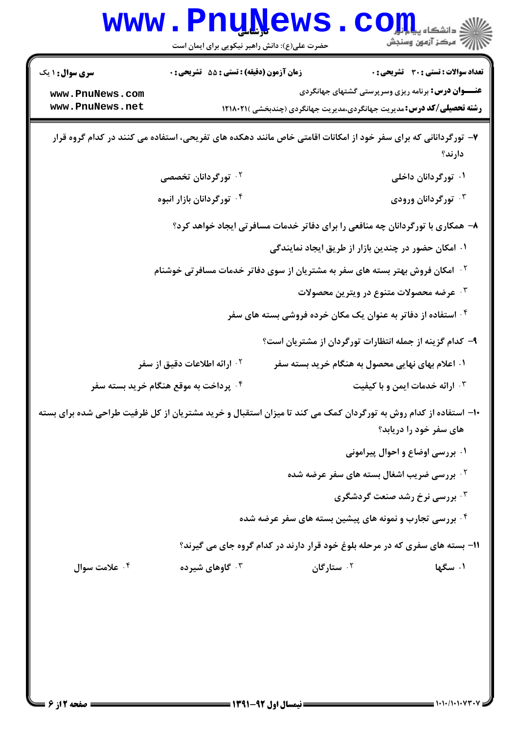**سری سوال:** ۱ یک | **زمان آزمون (دقیقه) : تستی :** ۵۵ **تشریحی :** ۰ | **تعداد سوالات : تستی :** ۳۰ **تشریحی :** ۰

**عنـــوان درس:** برنامه ریزی وسرپرستی گشتهای جهانگردی

**رشته تحصیلی/کد درس:** مدیریت جهانگردی،مدیریت جهانگردی (چندبخشی )۱۲۱۸۰۲۱

۷- تورگردانانی که برای سفر خود از امکانات اقامتی خاص مانند دهکده های تفریحی، استفاده می کنند در کدام گروه قرار دارند؟

۱. تورگردانان داخلی
۲. تورگردانان تخصصی
۳. تورگردانان ورودی
۴. تورگردانان بازار انبوه

۸- همکاری با تورگردانان چه منافعی را برای دفاتر خدمات مسافرتی ایجاد خواهد کرد؟

۱. امکان حضور در چندین بازار از طریق ایجاد نمایندگی
۲. امکان فروش بهتر بسته های سفر به مشتریان از سوی دفاتر خدمات مسافرتی خوشنام
۳. عرضه محصولات متنوع در ویترین محصولات
۴. استفاده از دفاتر به عنوان یک مکان خرده فروشی بسته های سفر

۹- کدام گزینه از جمله انتظارات تورگردان از مشتریان است؟

۱. اعلام بهای نهایی محصول به هنگام خرید بسته سفر
۲. ارائه اطلاعات دقیق از سفر
۳. ارائه خدمات ایمن و با کیفیت
۴. پرداخت به موقع هنگام خرید بسته سفر

۱۰- استفاده از کدام روش به تورگردان کمک می کند تا میزان استقبال و خرید مشتریان از کل ظرفیت طراحی شده برای بسته های سفر خود را دریابد؟

۱. بررسی اوضاع و احوال پیرامونی
۲. بررسی ضریب اشغال بسته های سفر عرضه شده
۳. بررسی نرخ رشد صنعت گردشگری
۴. بررسی تجارب و نمونه های پیشین بسته های سفر عرضه شده

۱۱- بسته های سفری که در مرحله بلوغ خود قرار دارند در کدام گروه جای می گیرند؟

۱. سگها
۲. ستارگان
۳. گاوهای شیرده
۴. علامت سوال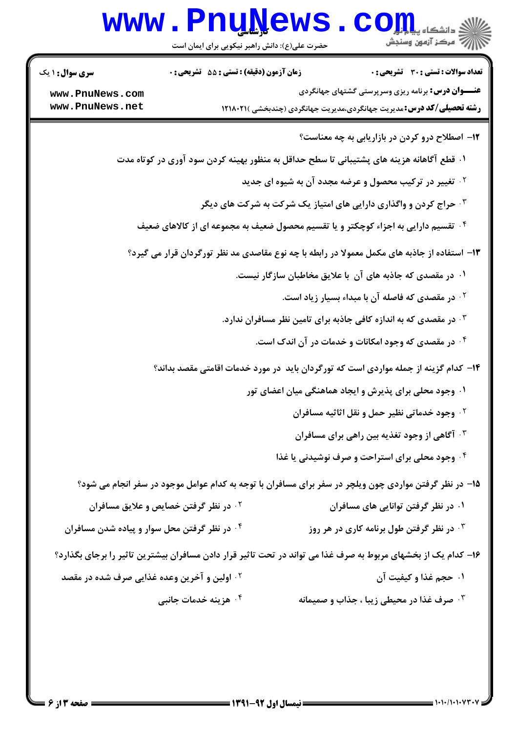**سری سوال:** ۱ یک | **زمان آزمون (دقیقه) : تستی :** ۵۵ **تشریحی :** ۰ | **تعداد سوالات : تستی :** ۳۰ **تشریحی :** ۰

**عنـــوان درس:** برنامه ریزی وسرپرستی گشتهای جهانگردی

**رشته تحصیلی/کد درس:** مدیریت جهانگردی،مدیریت جهانگردی (چندبخشی )۱۲۱۸۰۲۱

۱۲- اصطلاح درو کردن در بازاریابی به چه معناست؟

۱. قطع آگاهانه هزینه های پشتیبانی تا سطح حداقل به منظور بهینه کردن سود آوری در کوتاه مدت

۲. تغییر در ترکیب محصول و عرضه مجدد آن به شیوه ای جدید

۳. حراج کردن و واگذاری دارایی های امتیاز یک شرکت به شرکت های دیگر

۴. تقسیم دارایی به اجزاء کوچکتر و یا تقسیم محصول ضعیف به مجموعه ای از کالاهای ضعیف

۱۳- استفاده از جاذبه های مکمل معمولا در رابطه با چه نوع مقاصدی مد نظر تورگردان قرار می گیرد؟

۱. در مقصدی که جاذبه های آن با علایق مخاطبان سازگار نیست.

۲. در مقصدی که فاصله آن با مبداء بسیار زیاد است.

۳. در مقصدی که به اندازه کافی جاذبه برای تامین نظر مسافران ندارد.

۴. در مقصدی که وجود امکانات و خدمات در آن اندک است.

۱۴- کدام گزینه از جمله مواردی است که تورگردان باید در مورد خدمات اقامتی مقصد بداند؟

۱. وجود محلی برای پذیرش و ایجاد هماهنگی میان اعضای تور

۲. وجود خدماتی نظیر حمل و نقل اثاثیه مسافران

۳. آگاهی از وجود تغذیه بین راهی برای مسافران

۴. وجود محلی برای استراحت و صرف نوشیدنی یا غذا

۱۵- در نظر گرفتن مواردی چون ویلچر در سفر برای مسافران با توجه به کدام عوامل موجود در سفر انجام می شود؟

۱. در نظر گرفتن توانایی های مسافران

۲. در نظر گرفتن خصایص و علایق مسافران

۳. در نظر گرفتن طول برنامه کاری در هر روز

۴. در نظر گرفتن محل سوار و پیاده شدن مسافران

۱۶- کدام یک از بخشهای مربوط به صرف غذا می تواند در تحت تاثیر قرار دادن مسافران بیشترین تاثیر را برجای بگذارد؟

۱. حجم غذا و کیفیت آن

۲. اولین و آخرین وعده غذایی صرف شده در مقصد

۳. صرف غذا در محیطی زیبا ، جذاب و صمیمانه

۴. هزینه خدمات جانبی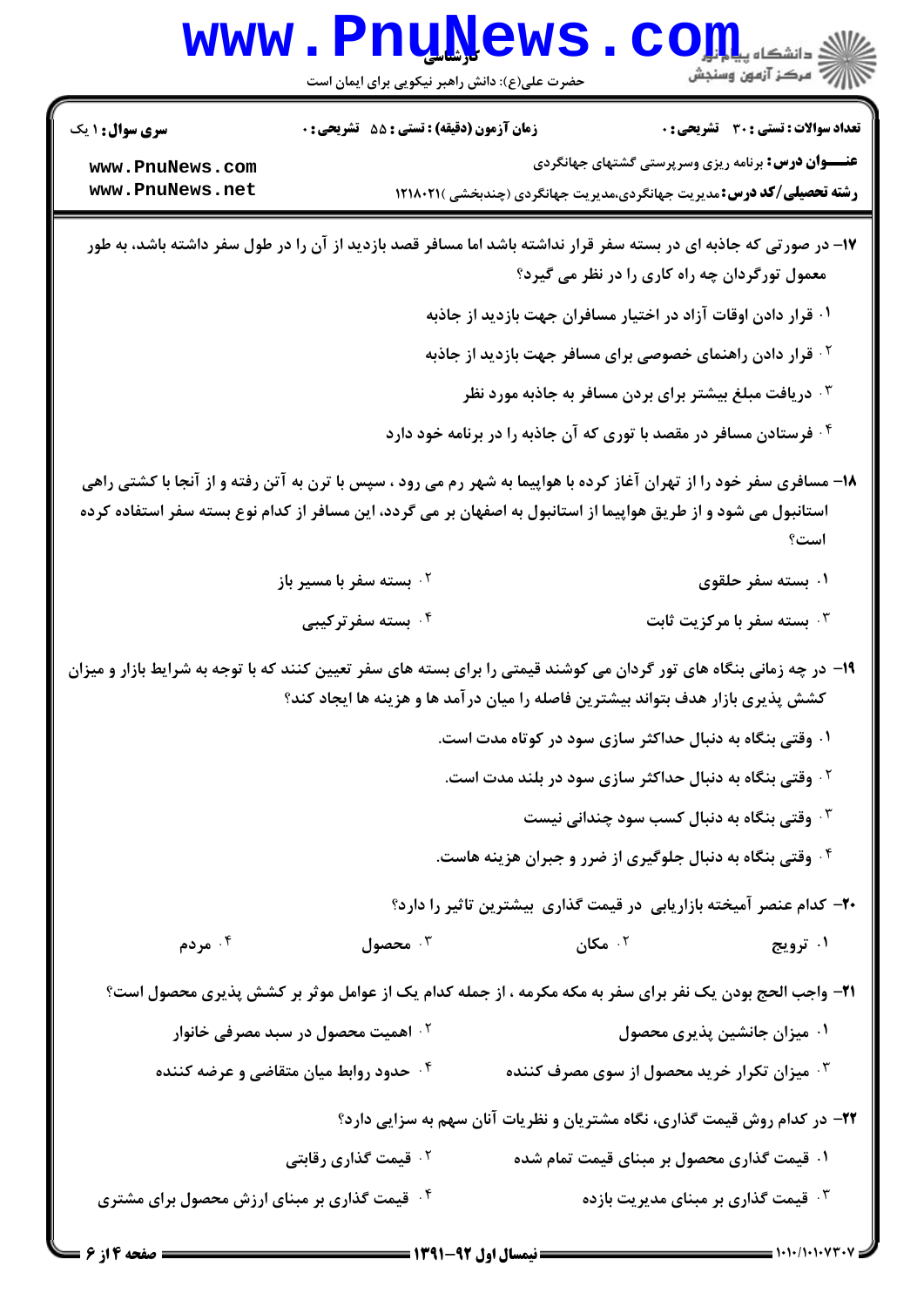**سری سوال:** ۱ یک | **زمان آزمون (دقیقه) : تستی :** ۵۵ **تشریحی :** ۰ | **تعداد سوالات : تستی :** ۳۰ **تشریحی :** ۰

**عنـــوان درس:** برنامه ریزی وسرپرستی گشتهای جهانگردی

**رشته تحصیلی/کد درس:** مدیریت جهانگردی،مدیریت جهانگردی (چندبخشی )۱۲۱۸۰۲۱

۱۷- در صورتی که جاذبه ای در بسته سفر قرار نداشته باشد اما مسافر قصد بازدید از آن را در طول سفر داشته باشد، به طور معمول تورگردان چه راه کاری را در نظر می گیرد؟

۱. قرار دادن اوقات آزاد در اختیار مسافران جهت بازدید از جاذبه

۲. قرار دادن راهنمای خصوصی برای مسافر جهت بازدید از جاذبه

۳. دریافت مبلغ بیشتر برای بردن مسافر به جاذبه مورد نظر

۴. فرستادن مسافر در مقصد با توری که آن جاذبه را در برنامه خود دارد

۱۸- مسافری سفر خود را از تهران آغاز کرده با هواپیما به شهر رم می رود ، سپس با ترن به آتن رفته و از آنجا با کشتی راهی استانبول می شود و از طریق هواپیما از استانبول به اصفهان بر می گردد، این مسافر از کدام نوع بسته سفر استفاده کرده است؟

۱. بسته سفر حلقوی

۲. بسته سفر با مسیر باز

۳. بسته سفر با مرکزیت ثابت

۴. بسته سفرترکیبی

۱۹- در چه زمانی بنگاه های تور گردان می کوشند قیمتی را برای بسته های سفر تعیین کنند که با توجه به شرایط بازار و میزان کشش پذیری بازار هدف بتواند بیشترین فاصله را میان درآمد ها و هزینه ها ایجاد کند؟

۱. وقتی بنگاه به دنبال حداکثر سازی سود در کوتاه مدت است.

۲. وقتی بنگاه به دنبال حداکثر سازی سود در بلند مدت است.

۳. وقتی بنگاه به دنبال کسب سود چندانی نیست

۴. وقتی بنگاه به دنبال جلوگیری از ضرر و جبران هزینه هاست.

۲۰- کدام عنصر آمیخته بازاریابی در قیمت گذاری بیشترین تاثیر را دارد؟

۱. ترویج

۲. مکان

۳. محصول

۴. مردم

۲۱- واجب الحج بودن یک نفر برای سفر به مکه مکرمه ، از جمله کدام یک از عوامل موثر بر کشش پذیری محصول است؟

۱. میزان جانشین پذیری محصول

۲. اهمیت محصول در سبد مصرفی خانوار

۳. میزان تکرار خرید محصول از سوی مصرف کننده

۴. حدود روابط میان متقاضی و عرضه کننده

۲۲- در کدام روش قیمت گذاری، نگاه مشتریان و نظریات آنان سهم به سزایی دارد؟

۱. قیمت گذاری محصول بر مبنای قیمت تمام شده

۲. قیمت گذاری رقابتی

۳. قیمت گذاری بر مبنای مدیریت بازده

۴. قیمت گذاری بر مبنای ارزش محصول برای مشتری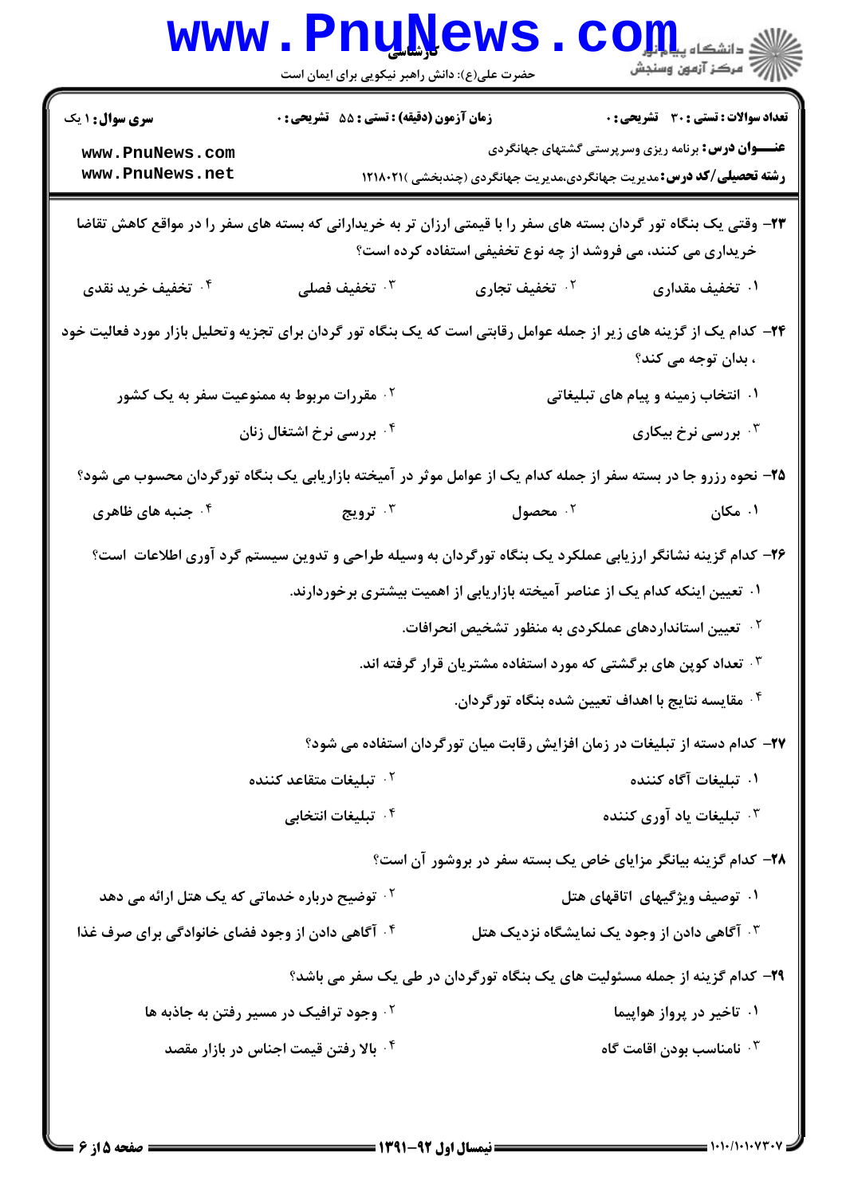**سری سوال:** ۱ یک | **زمان آزمون (دقیقه) : تستی :** ۵۵ **تشریحی :** ۰ | **تعداد سوالات : تستی :** ۳۰ **تشریحی :** ۰

**عنـــوان درس:** برنامه ریزی وسرپرستی گشتهای جهانگردی

**رشته تحصیلی/کد درس:** مدیریت جهانگردی،مدیریت جهانگردی (چندبخشی )۱۲۱۸۰۲۱

۲۳- وقتی یک بنگاه تور گردان بسته های سفر را با قیمتی ارزان تر به خریدارانی که بسته های سفر را در مواقع کاهش تقاضا خریداری می کنند، می فروشد از چه نوع تخفیفی استفاده کرده است؟

۱. تخفیف مقداری
۲. تخفیف تجاری
۳. تخفیف فصلی
۴. تخفیف خرید نقدی

۲۴- کدام یک از گزینه های زیر از جمله عوامل رقابتی است که یک بنگاه تور گردان برای تجزیه وتحلیل بازار مورد فعالیت خود ، بدان توجه می کند؟

۱. انتخاب زمینه و پیام های تبلیغاتی
۲. مقررات مربوط به ممنوعیت سفر به یک کشور
۳. بررسی نرخ بیکاری
۴. بررسی نرخ اشتغال زنان

۲۵- نحوه رزرو جا در بسته سفر از جمله کدام یک از عوامل موثر در آمیخته بازاریابی یک بنگاه تورگردان محسوب می شود؟

۱. مکان
۲. محصول
۳. ترویج
۴. جنبه های ظاهری

۲۶- کدام گزینه نشانگر ارزیابی عملکرد یک بنگاه تورگردان به وسیله طراحی و تدوین سیستم گرد آوری اطلاعات است؟

۱. تعیین اینکه کدام یک از عناصر آمیخته بازاریابی از اهمیت بیشتری برخوردارند.
۲. تعیین استانداردهای عملکردی به منظور تشخیص انحرافات.
۳. تعداد کوپن های برگشتی که مورد استفاده مشتریان قرار گرفته اند.
۴. مقایسه نتایج با اهداف تعیین شده بنگاه تورگردان.

۲۷- کدام دسته از تبلیغات در زمان افزایش رقابت میان تورگردان استفاده می شود؟

۱. تبلیغات آگاه کننده
۲. تبلیغات متقاعد کننده
۳. تبلیغات یاد آوری کننده
۴. تبلیغات انتخابی

۲۸- کدام گزینه بیانگر مزایای خاص یک بسته سفر در بروشور آن است؟

۱. توصیف ویژگیهای اتاقهای هتل
۲. توضیح درباره خدماتی که یک هتل ارائه می دهد
۳. آگاهی دادن از وجود یک نمایشگاه نزدیک هتل
۴. آگاهی دادن از وجود فضای خانوادگی برای صرف غذا

۲۹- کدام گزینه از جمله مسئولیت های یک بنگاه تورگردان در طی یک سفر می باشد؟

۱. تاخیر در پرواز هواپیما
۲. وجود ترافیک در مسیر رفتن به جاذبه ها
۳. نامناسب بودن اقامت گاه
۴. بالا رفتن قیمت اجناس در بازار مقصد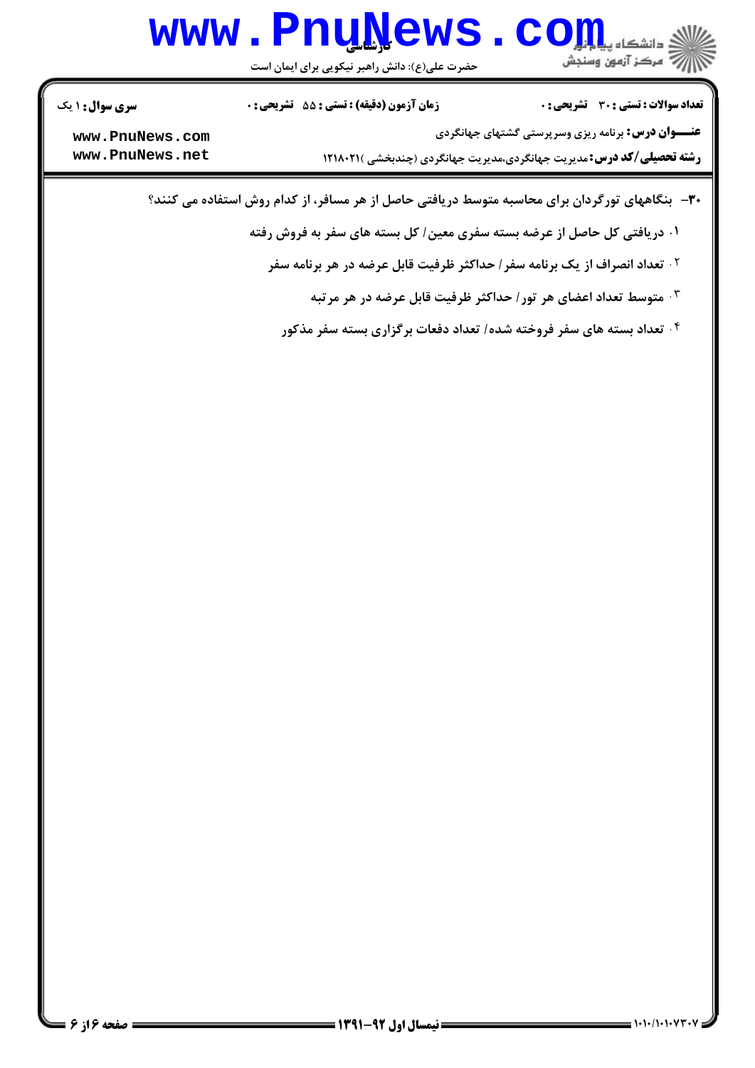**۳۰-** بنگاههای تورگردان برای محاسبه متوسط دریافتی حاصل از هر مسافر، از کدام روش استفاده می کنند؟

۱. دریافتی کل حاصل از عرضه بسته سفری معین/ کل بسته های سفر به فروش رفته

۲. تعداد انصراف از یک برنامه سفر/ حداکثر ظرفیت قابل عرضه در هر برنامه سفر

۳. متوسط تعداد اعضای هر تور/ حداکثر ظرفیت قابل عرضه در هر مرتبه

۴. تعداد بسته های سفر فروخته شده/ تعداد دفعات برگزاری بسته سفر مذکور